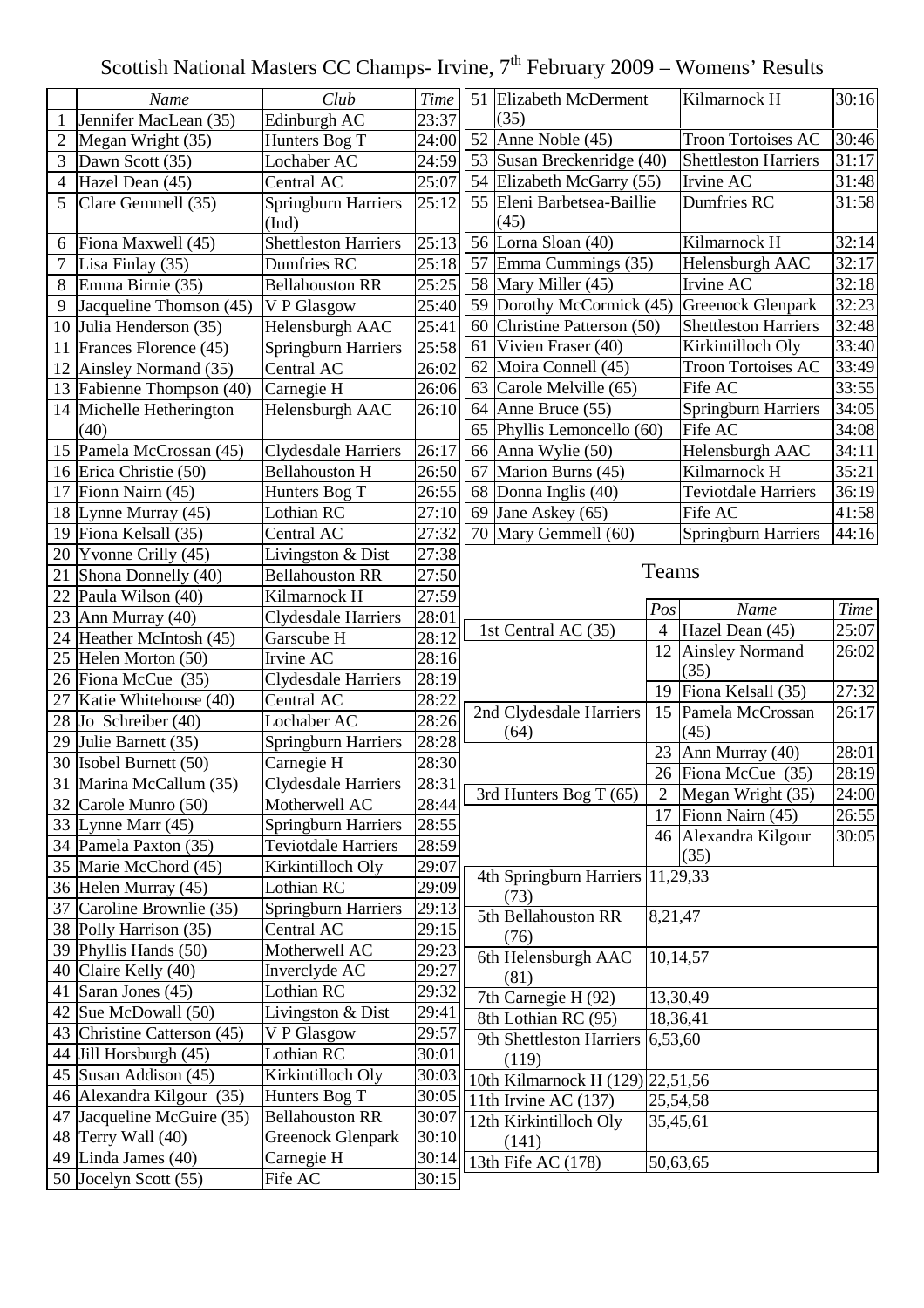# Scottish National Masters CC Champs- Irvine, 7th February 2009 – Womens' Results

| | Name | Club | Time |
|---|---|---|---|
| 1 | Jennifer MacLean (35) | Edinburgh AC | 23:37 |
| 2 | Megan Wright (35) | Hunters Bog T | 24:00 |
| 3 | Dawn Scott (35) | Lochaber AC | 24:59 |
| 4 | Hazel Dean (45) | Central AC | 25:07 |
| 5 | Clare Gemmell (35) | Springburn Harriers (Ind) | 25:12 |
| 6 | Fiona Maxwell (45) | Shettleston Harriers | 25:13 |
| 7 | Lisa Finlay (35) | Dumfries RC | 25:18 |
| 8 | Emma Birnie (35) | Bellahouston RR | 25:25 |
| 9 | Jacqueline Thomson (45) | V P Glasgow | 25:40 |
| 10 | Julia Henderson (35) | Helensburgh AAC | 25:41 |
| 11 | Frances Florence (45) | Springburn Harriers | 25:58 |
| 12 | Ainsley Normand (35) | Central AC | 26:02 |
| 13 | Fabienne Thompson (40) | Carnegie H | 26:06 |
| 14 | Michelle Hetherington (40) | Helensburgh AAC | 26:10 |
| 15 | Pamela McCrossan (45) | Clydesdale Harriers | 26:17 |
| 16 | Erica Christie (50) | Bellahouston H | 26:50 |
| 17 | Fionn Nairn (45) | Hunters Bog T | 26:55 |
| 18 | Lynne Murray (45) | Lothian RC | 27:10 |
| 19 | Fiona Kelsall (35) | Central AC | 27:32 |
| 20 | Yvonne Crilly (45) | Livingston & Dist | 27:38 |
| 21 | Shona Donnelly (40) | Bellahouston RR | 27:50 |
| 22 | Paula Wilson (40) | Kilmarnock H | 27:59 |
| 23 | Ann Murray (40) | Clydesdale Harriers | 28:01 |
| 24 | Heather McIntosh (45) | Garscube H | 28:12 |
| 25 | Helen Morton (50) | Irvine AC | 28:16 |
| 26 | Fiona McCue (35) | Clydesdale Harriers | 28:19 |
| 27 | Katie Whitehouse (40) | Central AC | 28:22 |
| 28 | Jo Schreiber (40) | Lochaber AC | 28:26 |
| 29 | Julie Barnett (35) | Springburn Harriers | 28:28 |
| 30 | Isobel Burnett (50) | Carnegie H | 28:30 |
| 31 | Marina McCallum (35) | Clydesdale Harriers | 28:31 |
| 32 | Carole Munro (50) | Motherwell AC | 28:44 |
| 33 | Lynne Marr (45) | Springburn Harriers | 28:55 |
| 34 | Pamela Paxton (35) | Teviotdale Harriers | 28:59 |
| 35 | Marie McChord (45) | Kirkintilloch Oly | 29:07 |
| 36 | Helen Murray (45) | Lothian RC | 29:09 |
| 37 | Caroline Brownlie (35) | Springburn Harriers | 29:13 |
| 38 | Polly Harrison (35) | Central AC | 29:15 |
| 39 | Phyllis Hands (50) | Motherwell AC | 29:23 |
| 40 | Claire Kelly (40) | Inverclyde AC | 29:27 |
| 41 | Saran Jones (45) | Lothian RC | 29:32 |
| 42 | Sue McDowall (50) | Livingston & Dist | 29:41 |
| 43 | Christine Catterson (45) | V P Glasgow | 29:57 |
| 44 | Jill Horsburgh (45) | Lothian RC | 30:01 |
| 45 | Susan Addison (45) | Kirkintilloch Oly | 30:03 |
| 46 | Alexandra Kilgour (35) | Hunters Bog T | 30:05 |
| 47 | Jacqueline McGuire (35) | Bellahouston RR | 30:07 |
| 48 | Terry Wall (40) | Greenock Glenpark | 30:10 |
| 49 | Linda James (40) | Carnegie H | 30:14 |
| 50 | Jocelyn Scott (55) | Fife AC | 30:15 |
| 51 | Elizabeth McDerment (35) | Kilmarnock H | 30:16 |
| 52 | Anne Noble (45) | Troon Tortoises AC | 30:46 |
| 53 | Susan Breckenridge (40) | Shettleston Harriers | 31:17 |
| 54 | Elizabeth McGarry (55) | Irvine AC | 31:48 |
| 55 | Eleni Barbetsea-Baillie (45) | Dumfries RC | 31:58 |
| 56 | Lorna Sloan (40) | Kilmarnock H | 32:14 |
| 57 | Emma Cummings (35) | Helensburgh AAC | 32:17 |
| 58 | Mary Miller (45) | Irvine AC | 32:18 |
| 59 | Dorothy McCormick (45) | Greenock Glenpark | 32:23 |
| 60 | Christine Patterson (50) | Shettleston Harriers | 32:48 |
| 61 | Vivien Fraser (40) | Kirkintilloch Oly | 33:40 |
| 62 | Moira Connell (45) | Troon Tortoises AC | 33:49 |
| 63 | Carole Melville (65) | Fife AC | 33:55 |
| 64 | Anne Bruce (55) | Springburn Harriers | 34:05 |
| 65 | Phyllis Lemoncello (60) | Fife AC | 34:08 |
| 66 | Anna Wylie (50) | Helensburgh AAC | 34:11 |
| 67 | Marion Burns (45) | Kilmarnock H | 35:21 |
| 68 | Donna Inglis (40) | Teviotdale Harriers | 36:19 |
| 69 | Jane Askey (65) | Fife AC | 41:58 |
| 70 | Mary Gemmell (60) | Springburn Harriers | 44:16 |

## Teams

| | Pos | Name | Time |
|---|---|---|---|
| 1st Central AC (35) | 4 | Hazel Dean (45) | 25:07 |
| | 12 | Ainsley Normand (35) | 26:02 |
| | 19 | Fiona Kelsall (35) | 27:32 |
| 2nd Clydesdale Harriers (64) | 15 | Pamela McCrossan (45) | 26:17 |
| | 23 | Ann Murray (40) | 28:01 |
| | 26 | Fiona McCue (35) | 28:19 |
| 3rd Hunters Bog T (65) | 2 | Megan Wright (35) | 24:00 |
| | 17 | Fionn Nairn (45) | 26:55 |
| | 46 | Alexandra Kilgour (35) | 30:05 |
| 4th Springburn Harriers (73) | 11,29,33 | | |
| 5th Bellahouston RR (76) | 8,21,47 | | |
| 6th Helensburgh AAC (81) | 10,14,57 | | |
| 7th Carnegie H (92) | 13,30,49 | | |
| 8th Lothian RC (95) | 18,36,41 | | |
| 9th Shettleston Harriers (119) | 6,53,60 | | |
| 10th Kilmarnock H (129) | 22,51,56 | | |
| 11th Irvine AC (137) | 25,54,58 | | |
| 12th Kirkintilloch Oly (141) | 35,45,61 | | |
| 13th Fife AC (178) | 50,63,65 | | |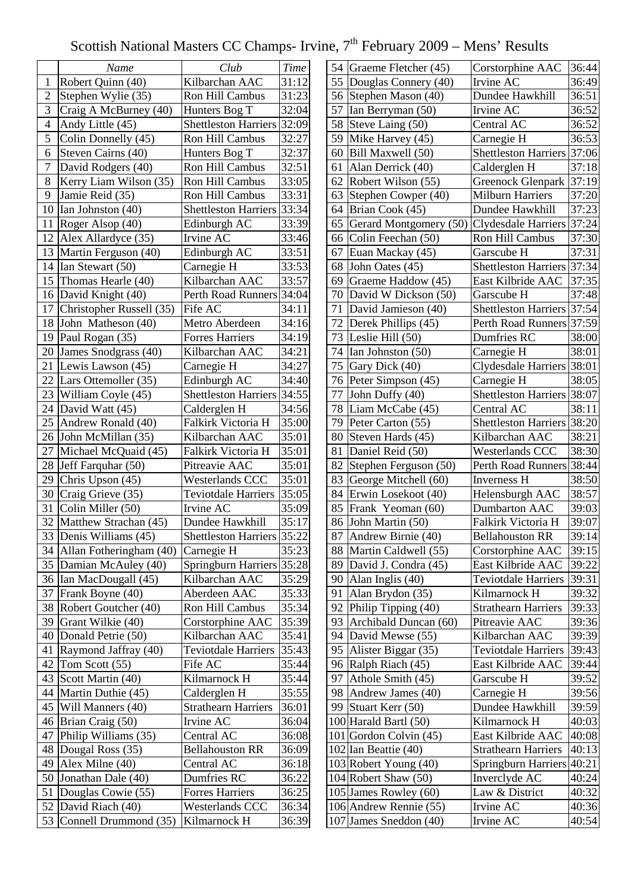# Scottish National Masters CC Champs- Irvine, 7th February 2009 – Mens' Results

| | *Name* | *Club* | *Time* |
|---|---|---|---|
| 1 | Robert Quinn (40) | Kilbarchan AAC | 31:12 |
| 2 | Stephen Wylie (35) | Ron Hill Cambus | 31:23 |
| 3 | Craig A McBurney (40) | Hunters Bog T | 32:04 |
| 4 | Andy Little (45) | Shettleston Harriers | 32:09 |
| 5 | Colin Donnelly (45) | Ron Hill Cambus | 32:27 |
| 6 | Steven Cairns (40) | Hunters Bog T | 32:37 |
| 7 | David Rodgers (40) | Ron Hill Cambus | 32:51 |
| 8 | Kerry Liam Wilson (35) | Ron Hill Cambus | 33:05 |
| 9 | Jamie Reid (35) | Ron Hill Cambus | 33:31 |
| 10 | Ian Johnston (40) | Shettleston Harriers | 33:34 |
| 11 | Roger Alsop (40) | Edinburgh AC | 33:39 |
| 12 | Alex Allardyce (35) | Irvine AC | 33:46 |
| 13 | Martin Ferguson (40) | Edinburgh AC | 33:51 |
| 14 | Ian Stewart (50) | Carnegie H | 33:53 |
| 15 | Thomas Hearle (40) | Kilbarchan AAC | 33:57 |
| 16 | David Knight (40) | Perth Road Runners | 34:04 |
| 17 | Christopher Russell (35) | Fife AC | 34:11 |
| 18 | John Matheson (40) | Metro Aberdeen | 34:16 |
| 19 | Paul Rogan (35) | Forres Harriers | 34:19 |
| 20 | James Snodgrass (40) | Kilbarchan AAC | 34:21 |
| 21 | Lewis Lawson (45) | Carnegie H | 34:27 |
| 22 | Lars Ottemoller (35) | Edinburgh AC | 34:40 |
| 23 | William Coyle (45) | Shettleston Harriers | 34:55 |
| 24 | David Watt (45) | Calderglen H | 34:56 |
| 25 | Andrew Ronald (40) | Falkirk Victoria H | 35:00 |
| 26 | John McMillan (35) | Kilbarchan AAC | 35:01 |
| 27 | Michael McQuaid (45) | Falkirk Victoria H | 35:01 |
| 28 | Jeff Farquhar (50) | Pitreavie AAC | 35:01 |
| 29 | Chris Upson (45) | Westerlands CCC | 35:01 |
| 30 | Craig Grieve (35) | Teviotdale Harriers | 35:05 |
| 31 | Colin Miller (50) | Irvine AC | 35:09 |
| 32 | Matthew Strachan (45) | Dundee Hawkhill | 35:17 |
| 33 | Denis Williams (45) | Shettleston Harriers | 35:22 |
| 34 | Allan Fotheringham (40) | Carnegie H | 35:23 |
| 35 | Damian McAuley (40) | Springburn Harriers | 35:28 |
| 36 | Ian MacDougall (45) | Kilbarchan AAC | 35:29 |
| 37 | Frank Boyne (40) | Aberdeen AAC | 35:33 |
| 38 | Robert Goutcher (40) | Ron Hill Cambus | 35:34 |
| 39 | Grant Wilkie (40) | Corstorphine AAC | 35:39 |
| 40 | Donald Petrie (50) | Kilbarchan AAC | 35:41 |
| 41 | Raymond Jaffray (40) | Teviotdale Harriers | 35:43 |
| 42 | Tom Scott (55) | Fife AC | 35:44 |
| 43 | Scott Martin (40) | Kilmarnock H | 35:44 |
| 44 | Martin Duthie (45) | Calderglen H | 35:55 |
| 45 | Will Manners (40) | Strathearn Harriers | 36:01 |
| 46 | Brian Craig (50) | Irvine AC | 36:04 |
| 47 | Philip Williams (35) | Central AC | 36:08 |
| 48 | Dougal Ross (35) | Bellahouston RR | 36:09 |
| 49 | Alex Milne (40) | Central AC | 36:18 |
| 50 | Jonathan Dale (40) | Dumfries RC | 36:22 |
| 51 | Douglas Cowie (55) | Forres Harriers | 36:25 |
| 52 | David Riach (40) | Westerlands CCC | 36:34 |
| 53 | Connell Drummond (35) | Kilmarnock H | 36:39 |
| 54 | Graeme Fletcher (45) | Corstorphine AAC | 36:44 |
| 55 | Douglas Connery (40) | Irvine AC | 36:49 |
| 56 | Stephen Mason (40) | Dundee Hawkhill | 36:51 |
| 57 | Ian Berryman (50) | Irvine AC | 36:52 |
| 58 | Steve Laing (50) | Central AC | 36:52 |
| 59 | Mike Harvey (45) | Carnegie H | 36:53 |
| 60 | Bill Maxwell (50) | Shettleston Harriers | 37:06 |
| 61 | Alan Derrick (40) | Calderglen H | 37:18 |
| 62 | Robert Wilson (55) | Greenock Glenpark | 37:19 |
| 63 | Stephen Cowper (40) | Milburn Harriers | 37:20 |
| 64 | Brian Cook (45) | Dundee Hawkhill | 37:23 |
| 65 | Gerard Montgomery (50) | Clydesdale Harriers | 37:24 |
| 66 | Colin Feechan (50) | Ron Hill Cambus | 37:30 |
| 67 | Euan Mackay (45) | Garscube H | 37:31 |
| 68 | John Oates (45) | Shettleston Harriers | 37:34 |
| 69 | Graeme Haddow (45) | East Kilbride AAC | 37:35 |
| 70 | David W Dickson (50) | Garscube H | 37:48 |
| 71 | David Jamieson (40) | Shettleston Harriers | 37:54 |
| 72 | Derek Phillips (45) | Perth Road Runners | 37:59 |
| 73 | Leslie Hill (50) | Dumfries RC | 38:00 |
| 74 | Ian Johnston (50) | Carnegie H | 38:01 |
| 75 | Gary Dick (40) | Clydesdale Harriers | 38:01 |
| 76 | Peter Simpson (45) | Carnegie H | 38:05 |
| 77 | John Duffy (40) | Shettleston Harriers | 38:07 |
| 78 | Liam McCabe (45) | Central AC | 38:11 |
| 79 | Peter Carton (55) | Shettleston Harriers | 38:20 |
| 80 | Steven Hards (45) | Kilbarchan AAC | 38:21 |
| 81 | Daniel Reid (50) | Westerlands CCC | 38:30 |
| 82 | Stephen Ferguson (50) | Perth Road Runners | 38:44 |
| 83 | George Mitchell (60) | Inverness H | 38:50 |
| 84 | Erwin Losekoot (40) | Helensburgh AAC | 38:57 |
| 85 | Frank Yeoman (60) | Dumbarton AAC | 39:03 |
| 86 | John Martin (50) | Falkirk Victoria H | 39:07 |
| 87 | Andrew Birnie (40) | Bellahouston RR | 39:14 |
| 88 | Martin Caldwell (55) | Corstorphine AAC | 39:15 |
| 89 | David J. Condra (45) | East Kilbride AAC | 39:22 |
| 90 | Alan Inglis (40) | Teviotdale Harriers | 39:31 |
| 91 | Alan Brydon (35) | Kilmarnock H | 39:32 |
| 92 | Philip Tipping (40) | Strathearn Harriers | 39:33 |
| 93 | Archibald Duncan (60) | Pitreavie AAC | 39:36 |
| 94 | David Mewse (55) | Kilbarchan AAC | 39:39 |
| 95 | Alister Biggar (35) | Teviotdale Harriers | 39:43 |
| 96 | Ralph Riach (45) | East Kilbride AAC | 39:44 |
| 97 | Athole Smith (45) | Garscube H | 39:52 |
| 98 | Andrew James (40) | Carnegie H | 39:56 |
| 99 | Stuart Kerr (50) | Dundee Hawkhill | 39:59 |
| 100 | Harald Bartl (50) | Kilmarnock H | 40:03 |
| 101 | Gordon Colvin (45) | East Kilbride AAC | 40:08 |
| 102 | Ian Beattie (40) | Strathearn Harriers | 40:13 |
| 103 | Robert Young (40) | Springburn Harriers | 40:21 |
| 104 | Robert Shaw (50) | Inverclyde AC | 40:24 |
| 105 | James Rowley (60) | Law & District | 40:32 |
| 106 | Andrew Rennie (55) | Irvine AC | 40:36 |
| 107 | James Sneddon (40) | Irvine AC | 40:54 |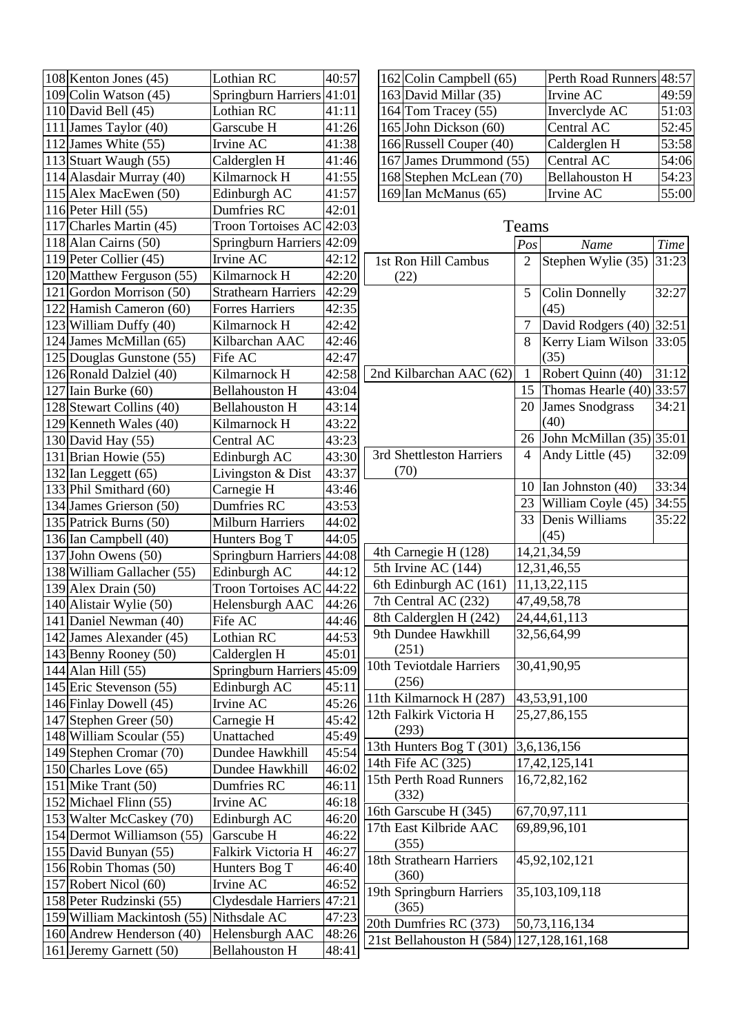| | | | |
|---|---|---|---|
| 108 | Kenton Jones (45) | Lothian RC | 40:57 |
| 109 | Colin Watson (45) | Springburn Harriers | 41:01 |
| 110 | David Bell (45) | Lothian RC | 41:11 |
| 111 | James Taylor (40) | Garscube H | 41:26 |
| 112 | James White (55) | Irvine AC | 41:38 |
| 113 | Stuart Waugh (55) | Calderglen H | 41:46 |
| 114 | Alasdair Murray (40) | Kilmarnock H | 41:55 |
| 115 | Alex MacEwen (50) | Edinburgh AC | 41:57 |
| 116 | Peter Hill (55) | Dumfries RC | 42:01 |
| 117 | Charles Martin (45) | Troon Tortoises AC | 42:03 |
| 118 | Alan Cairns (50) | Springburn Harriers | 42:09 |
| 119 | Peter Collier (45) | Irvine AC | 42:12 |
| 120 | Matthew Ferguson (55) | Kilmarnock H | 42:20 |
| 121 | Gordon Morrison (50) | Strathearn Harriers | 42:29 |
| 122 | Hamish Cameron (60) | Forres Harriers | 42:35 |
| 123 | William Duffy (40) | Kilmarnock H | 42:42 |
| 124 | James McMillan (65) | Kilbarchan AAC | 42:46 |
| 125 | Douglas Gunstone (55) | Fife AC | 42:47 |
| 126 | Ronald Dalziel (40) | Kilmarnock H | 42:58 |
| 127 | Iain Burke (60) | Bellahouston H | 43:04 |
| 128 | Stewart Collins (40) | Bellahouston H | 43:14 |
| 129 | Kenneth Wales (40) | Kilmarnock H | 43:22 |
| 130 | David Hay (55) | Central AC | 43:23 |
| 131 | Brian Howie (55) | Edinburgh AC | 43:30 |
| 132 | Ian Leggett (65) | Livingston & Dist | 43:37 |
| 133 | Phil Smithard (60) | Carnegie H | 43:46 |
| 134 | James Grierson (50) | Dumfries RC | 43:53 |
| 135 | Patrick Burns (50) | Milburn Harriers | 44:02 |
| 136 | Ian Campbell (40) | Hunters Bog T | 44:05 |
| 137 | John Owens (50) | Springburn Harriers | 44:08 |
| 138 | William Gallacher (55) | Edinburgh AC | 44:12 |
| 139 | Alex Drain (50) | Troon Tortoises AC | 44:22 |
| 140 | Alistair Wylie (50) | Helensburgh AAC | 44:26 |
| 141 | Daniel Newman (40) | Fife AC | 44:46 |
| 142 | James Alexander (45) | Lothian RC | 44:53 |
| 143 | Benny Rooney (50) | Calderglen H | 45:01 |
| 144 | Alan Hill (55) | Springburn Harriers | 45:09 |
| 145 | Eric Stevenson (55) | Edinburgh AC | 45:11 |
| 146 | Finlay Dowell (45) | Irvine AC | 45:26 |
| 147 | Stephen Greer (50) | Carnegie H | 45:42 |
| 148 | William Scoular (55) | Unattached | 45:49 |
| 149 | Stephen Cromar (70) | Dundee Hawkhill | 45:54 |
| 150 | Charles Love (65) | Dundee Hawkhill | 46:02 |
| 151 | Mike Trant (50) | Dumfries RC | 46:11 |
| 152 | Michael Flinn (55) | Irvine AC | 46:18 |
| 153 | Walter McCaskey (70) | Edinburgh AC | 46:20 |
| 154 | Dermot Williamson (55) | Garscube H | 46:22 |
| 155 | David Bunyan (55) | Falkirk Victoria H | 46:27 |
| 156 | Robin Thomas (50) | Hunters Bog T | 46:40 |
| 157 | Robert Nicol (60) | Irvine AC | 46:52 |
| 158 | Peter Rudzinski (55) | Clydesdale Harriers | 47:21 |
| 159 | William Mackintosh (55) | Nithsdale AC | 47:23 |
| 160 | Andrew Henderson (40) | Helensburgh AAC | 48:26 |
| 161 | Jeremy Garnett (50) | Bellahouston H | 48:41 |
| 162 | Colin Campbell (65) | Perth Road Runners | 48:57 |
| 163 | David Millar (35) | Irvine AC | 49:59 |
| 164 | Tom Tracey (55) | Inverclyde AC | 51:03 |
| 165 | John Dickson (60) | Central AC | 52:45 |
| 166 | Russell Couper (40) | Calderglen H | 53:58 |
| 167 | James Drummond (55) | Central AC | 54:06 |
| 168 | Stephen McLean (70) | Bellahouston H | 54:23 |
| 169 | Ian McManus (65) | Irvine AC | 55:00 |

## Teams

| | Pos | Name | Time |
|---|---|---|---|
| 1st Ron Hill Cambus (22) | 2 | Stephen Wylie (35) | 31:23 |
| | 5 | Colin Donnelly (45) | 32:27 |
| | 7 | David Rodgers (40) | 32:51 |
| | 8 | Kerry Liam Wilson (35) | 33:05 |
| 2nd Kilbarchan AAC (62) | 1 | Robert Quinn (40) | 31:12 |
| | 15 | Thomas Hearle (40) | 33:57 |
| | 20 | James Snodgrass (40) | 34:21 |
| | 26 | John McMillan (35) | 35:01 |
| 3rd Shettleston Harriers (70) | 4 | Andy Little (45) | 32:09 |
| | 10 | Ian Johnston (40) | 33:34 |
| | 23 | William Coyle (45) | 34:55 |
| | 33 | Denis Williams (45) | 35:22 |

| | |
|---|---|
| 4th Carnegie H (128) | 14,21,34,59 |
| 5th Irvine AC (144) | 12,31,46,55 |
| 6th Edinburgh AC (161) | 11,13,22,115 |
| 7th Central AC (232) | 47,49,58,78 |
| 8th Calderglen H (242) | 24,44,61,113 |
| 9th Dundee Hawkhill (251) | 32,56,64,99 |
| 10th Teviotdale Harriers (256) | 30,41,90,95 |
| 11th Kilmarnock H (287) | 43,53,91,100 |
| 12th Falkirk Victoria H (293) | 25,27,86,155 |
| 13th Hunters Bog T (301) | 3,6,136,156 |
| 14th Fife AC (325) | 17,42,125,141 |
| 15th Perth Road Runners (332) | 16,72,82,162 |
| 16th Garscube H (345) | 67,70,97,111 |
| 17th East Kilbride AAC (355) | 69,89,96,101 |
| 18th Strathearn Harriers (360) | 45,92,102,121 |
| 19th Springburn Harriers (365) | 35,103,109,118 |
| 20th Dumfries RC (373) | 50,73,116,134 |
| 21st Bellahouston H (584) | 127,128,161,168 |